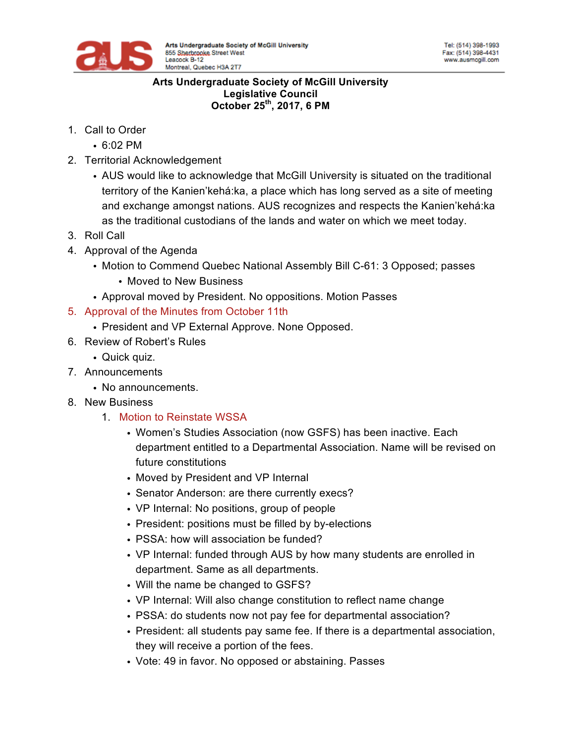aus

Arts Undergraduate Society of McGill University
855 Sherbrooke Street West
Leacock B-12
Montreal, Quebec H3A 2T7

Tel: (514) 398-1993
Fax: (514) 398-4431
www.ausmcgill.com

# Arts Undergraduate Society of McGill University
## Legislative Council
### October 25th, 2017, 6 PM

1. Call to Order
   - 6:02 PM
2. Territorial Acknowledgement
   - AUS would like to acknowledge that McGill University is situated on the traditional territory of the Kanien'kehá:ka, a place which has long served as a site of meeting and exchange amongst nations. AUS recognizes and respects the Kanien'kehá:ka as the traditional custodians of the lands and water on which we meet today.
3. Roll Call
4. Approval of the Agenda
   - Motion to Commend Quebec National Assembly Bill C-61: 3 Opposed; passes
     - Moved to New Business
   - Approval moved by President. No oppositions. Motion Passes
5. Approval of the Minutes from October 11th
   - President and VP External Approve. None Opposed.
6. Review of Robert's Rules
   - Quick quiz.
7. Announcements
   - No announcements.
8. New Business
   1. Motion to Reinstate WSSA
      - Women's Studies Association (now GSFS) has been inactive. Each department entitled to a Departmental Association. Name will be revised on future constitutions
      - Moved by President and VP Internal
      - Senator Anderson: are there currently execs?
      - VP Internal: No positions, group of people
      - President: positions must be filled by by-elections
      - PSSA: how will association be funded?
      - VP Internal: funded through AUS by how many students are enrolled in department. Same as all departments.
      - Will the name be changed to GSFS?
      - VP Internal: Will also change constitution to reflect name change
      - PSSA: do students now not pay fee for departmental association?
      - President: all students pay same fee. If there is a departmental association, they will receive a portion of the fees.
      - Vote: 49 in favor. No opposed or abstaining. Passes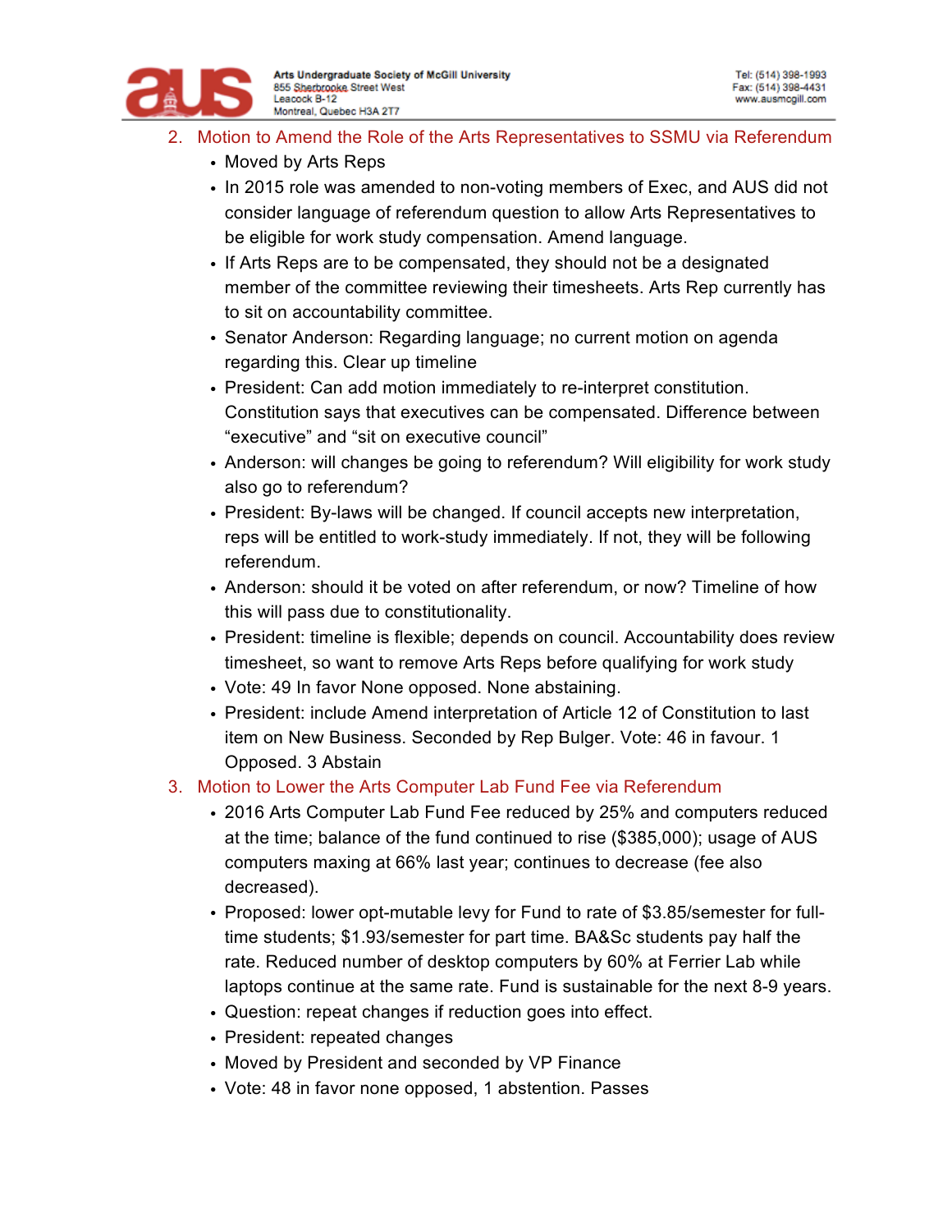2. Motion to Amend the Role of the Arts Representatives to SSMU via Referendum
   - Moved by Arts Reps
   - In 2015 role was amended to non-voting members of Exec, and AUS did not consider language of referendum question to allow Arts Representatives to be eligible for work study compensation. Amend language.
   - If Arts Reps are to be compensated, they should not be a designated member of the committee reviewing their timesheets. Arts Rep currently has to sit on accountability committee.
   - Senator Anderson: Regarding language; no current motion on agenda regarding this. Clear up timeline
   - President: Can add motion immediately to re-interpret constitution. Constitution says that executives can be compensated. Difference between "executive" and "sit on executive council"
   - Anderson: will changes be going to referendum? Will eligibility for work study also go to referendum?
   - President: By-laws will be changed. If council accepts new interpretation, reps will be entitled to work-study immediately. If not, they will be following referendum.
   - Anderson: should it be voted on after referendum, or now? Timeline of how this will pass due to constitutionality.
   - President: timeline is flexible; depends on council. Accountability does review timesheet, so want to remove Arts Reps before qualifying for work study
   - Vote: 49 In favor None opposed. None abstaining.
   - President: include Amend interpretation of Article 12 of Constitution to last item on New Business. Seconded by Rep Bulger. Vote: 46 in favour. 1 Opposed. 3 Abstain
3. Motion to Lower the Arts Computer Lab Fund Fee via Referendum
   - 2016 Arts Computer Lab Fund Fee reduced by 25% and computers reduced at the time; balance of the fund continued to rise ($385,000); usage of AUS computers maxing at 66% last year; continues to decrease (fee also decreased).
   - Proposed: lower opt-mutable levy for Fund to rate of $3.85/semester for full-time students; $1.93/semester for part time. BA&Sc students pay half the rate. Reduced number of desktop computers by 60% at Ferrier Lab while laptops continue at the same rate. Fund is sustainable for the next 8-9 years.
   - Question: repeat changes if reduction goes into effect.
   - President: repeated changes
   - Moved by President and seconded by VP Finance
   - Vote: 48 in favor none opposed, 1 abstention. Passes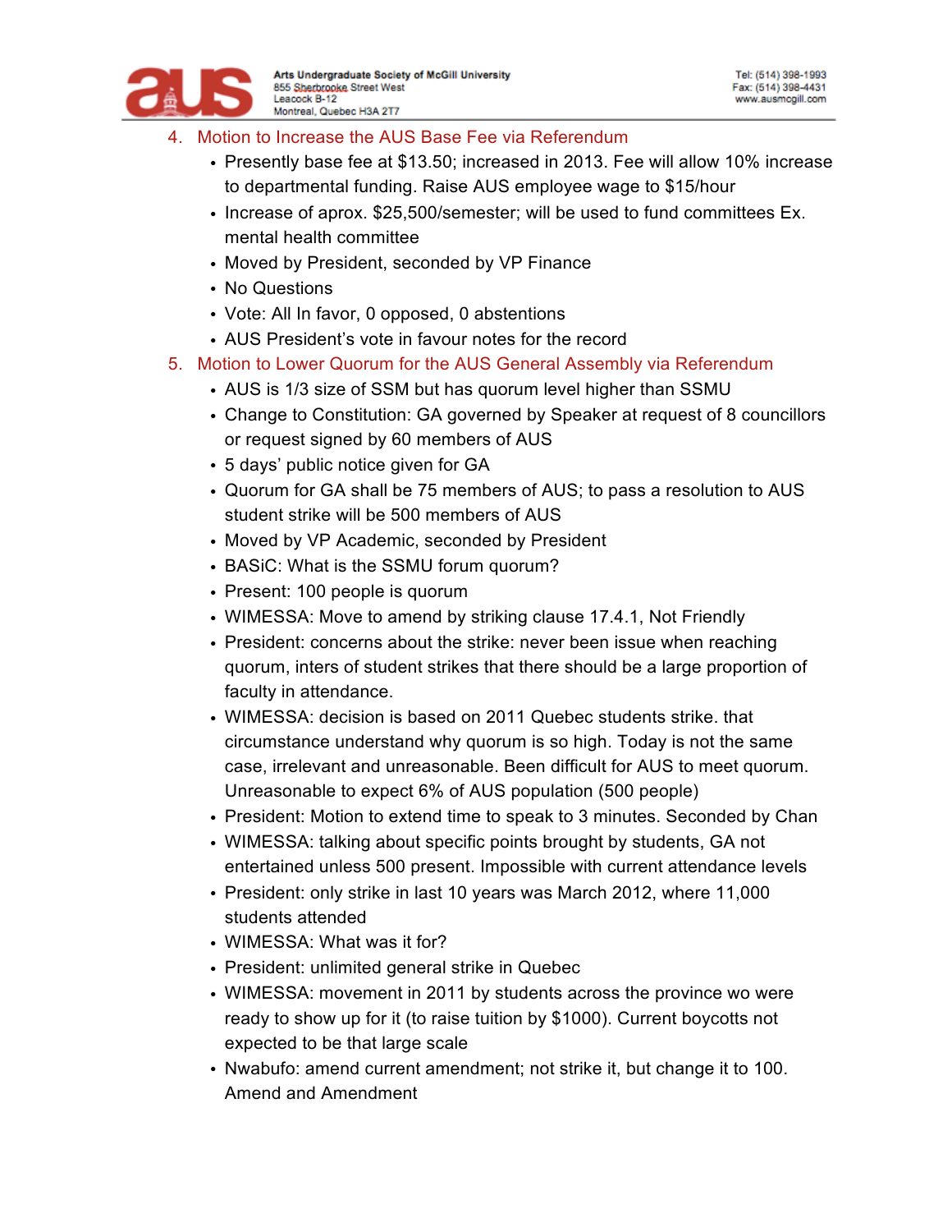4. Motion to Increase the AUS Base Fee via Referendum
    - Presently base fee at $13.50; increased in 2013. Fee will allow 10% increase to departmental funding. Raise AUS employee wage to $15/hour
    - Increase of aprox. $25,500/semester; will be used to fund committees Ex. mental health committee
    - Moved by President, seconded by VP Finance
    - No Questions
    - Vote: All In favor, 0 opposed, 0 abstentions
    - AUS President's vote in favour notes for the record
5. Motion to Lower Quorum for the AUS General Assembly via Referendum
    - AUS is 1/3 size of SSM but has quorum level higher than SSMU
    - Change to Constitution: GA governed by Speaker at request of 8 councillors or request signed by 60 members of AUS
    - 5 days' public notice given for GA
    - Quorum for GA shall be 75 members of AUS; to pass a resolution to AUS student strike will be 500 members of AUS
    - Moved by VP Academic, seconded by President
    - BASiC: What is the SSMU forum quorum?
    - Present: 100 people is quorum
    - WIMESSA: Move to amend by striking clause 17.4.1, Not Friendly
    - President: concerns about the strike: never been issue when reaching quorum, inters of student strikes that there should be a large proportion of faculty in attendance.
    - WIMESSA: decision is based on 2011 Quebec students strike. that circumstance understand why quorum is so high. Today is not the same case, irrelevant and unreasonable. Been difficult for AUS to meet quorum. Unreasonable to expect 6% of AUS population (500 people)
    - President: Motion to extend time to speak to 3 minutes. Seconded by Chan
    - WIMESSA: talking about specific points brought by students, GA not entertained unless 500 present. Impossible with current attendance levels
    - President: only strike in last 10 years was March 2012, where 11,000 students attended
    - WIMESSA: What was it for?
    - President: unlimited general strike in Quebec
    - WIMESSA: movement in 2011 by students across the province wo were ready to show up for it (to raise tuition by $1000). Current boycotts not expected to be that large scale
    - Nwabufo: amend current amendment; not strike it, but change it to 100. Amend and Amendment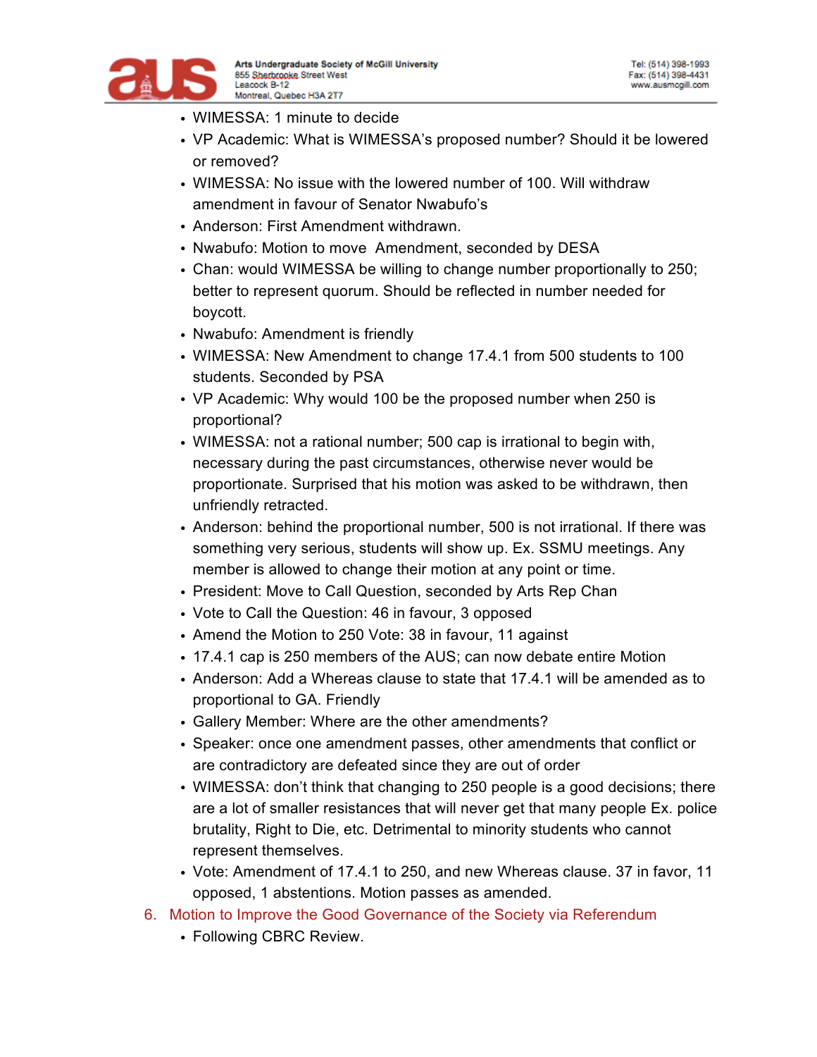- WIMESSA: 1 minute to decide
- VP Academic: What is WIMESSA's proposed number? Should it be lowered or removed?
- WIMESSA: No issue with the lowered number of 100. Will withdraw amendment in favour of Senator Nwabufo's
- Anderson: First Amendment withdrawn.
- Nwabufo: Motion to move Amendment, seconded by DESA
- Chan: would WIMESSA be willing to change number proportionally to 250; better to represent quorum. Should be reflected in number needed for boycott.
- Nwabufo: Amendment is friendly
- WIMESSA: New Amendment to change 17.4.1 from 500 students to 100 students. Seconded by PSA
- VP Academic: Why would 100 be the proposed number when 250 is proportional?
- WIMESSA: not a rational number; 500 cap is irrational to begin with, necessary during the past circumstances, otherwise never would be proportionate. Surprised that his motion was asked to be withdrawn, then unfriendly retracted.
- Anderson: behind the proportional number, 500 is not irrational. If there was something very serious, students will show up. Ex. SSMU meetings. Any member is allowed to change their motion at any point or time.
- President: Move to Call Question, seconded by Arts Rep Chan
- Vote to Call the Question: 46 in favour, 3 opposed
- Amend the Motion to 250 Vote: 38 in favour, 11 against
- 17.4.1 cap is 250 members of the AUS; can now debate entire Motion
- Anderson: Add a Whereas clause to state that 17.4.1 will be amended as to proportional to GA. Friendly
- Gallery Member: Where are the other amendments?
- Speaker: once one amendment passes, other amendments that conflict or are contradictory are defeated since they are out of order
- WIMESSA: don't think that changing to 250 people is a good decisions; there are a lot of smaller resistances that will never get that many people Ex. police brutality, Right to Die, etc. Detrimental to minority students who cannot represent themselves.
- Vote: Amendment of 17.4.1 to 250, and new Whereas clause. 37 in favor, 11 opposed, 1 abstentions. Motion passes as amended.

6. Motion to Improve the Good Governance of the Society via Referendum
   - Following CBRC Review.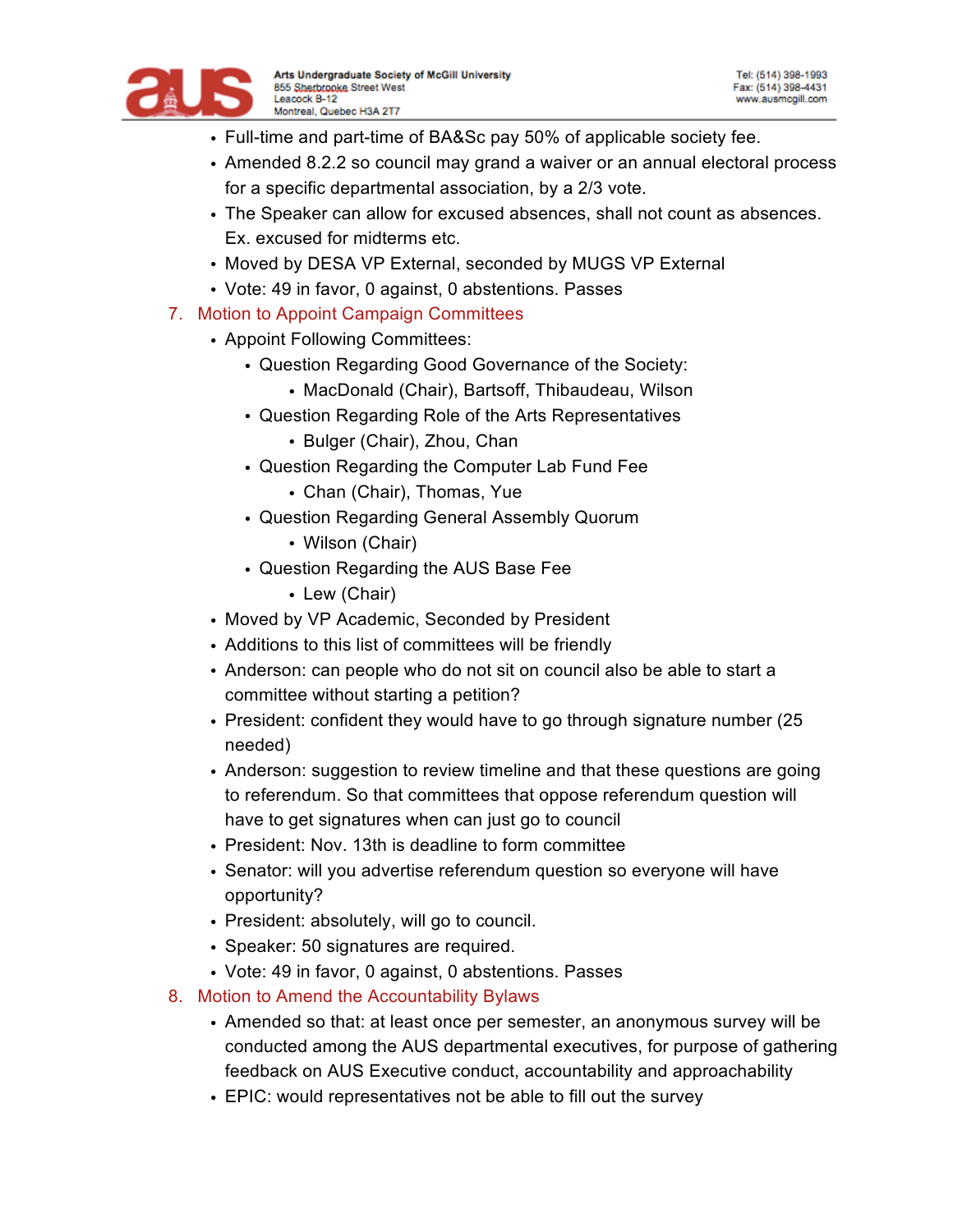- Full-time and part-time of BA&Sc pay 50% of applicable society fee.
- Amended 8.2.2 so council may grand a waiver or an annual electoral process for a specific departmental association, by a 2/3 vote.
- The Speaker can allow for excused absences, shall not count as absences. Ex. excused for midterms etc.
- Moved by DESA VP External, seconded by MUGS VP External
- Vote: 49 in favor, 0 against, 0 abstentions. Passes

7. Motion to Appoint Campaign Committees
   - Appoint Following Committees:
     - Question Regarding Good Governance of the Society:
       - MacDonald (Chair), Bartsoff, Thibaudeau, Wilson
     - Question Regarding Role of the Arts Representatives
       - Bulger (Chair), Zhou, Chan
     - Question Regarding the Computer Lab Fund Fee
       - Chan (Chair), Thomas, Yue
     - Question Regarding General Assembly Quorum
       - Wilson (Chair)
     - Question Regarding the AUS Base Fee
       - Lew (Chair)
   - Moved by VP Academic, Seconded by President
   - Additions to this list of committees will be friendly
   - Anderson: can people who do not sit on council also be able to start a committee without starting a petition?
   - President: confident they would have to go through signature number (25 needed)
   - Anderson: suggestion to review timeline and that these questions are going to referendum. So that committees that oppose referendum question will have to get signatures when can just go to council
   - President: Nov. 13th is deadline to form committee
   - Senator: will you advertise referendum question so everyone will have opportunity?
   - President: absolutely, will go to council.
   - Speaker: 50 signatures are required.
   - Vote: 49 in favor, 0 against, 0 abstentions. Passes

8. Motion to Amend the Accountability Bylaws
   - Amended so that: at least once per semester, an anonymous survey will be conducted among the AUS departmental executives, for purpose of gathering feedback on AUS Executive conduct, accountability and approachability
   - EPIC: would representatives not be able to fill out the survey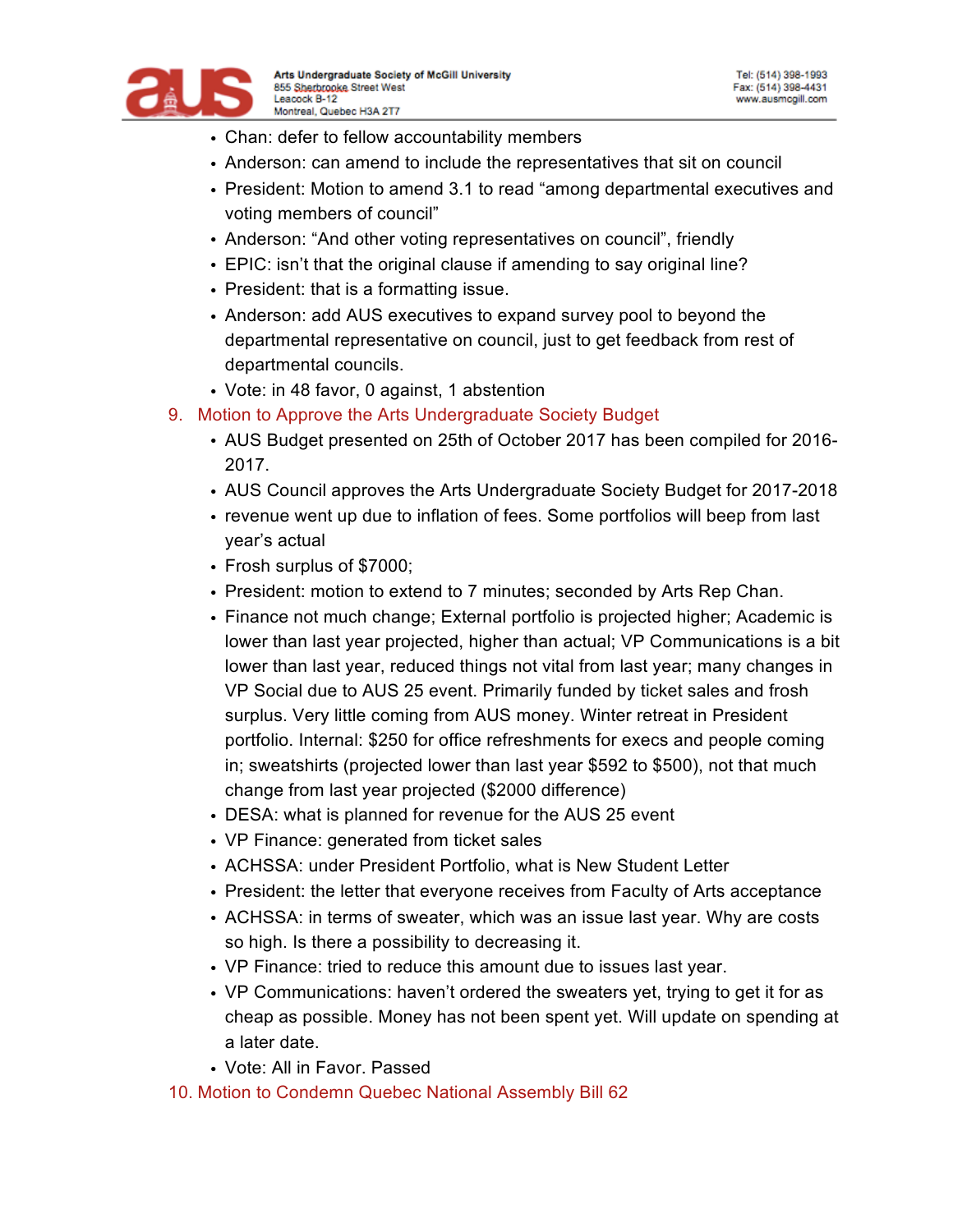- Chan: defer to fellow accountability members
- Anderson: can amend to include the representatives that sit on council
- President: Motion to amend 3.1 to read "among departmental executives and voting members of council"
- Anderson: "And other voting representatives on council", friendly
- EPIC: isn't that the original clause if amending to say original line?
- President: that is a formatting issue.
- Anderson: add AUS executives to expand survey pool to beyond the departmental representative on council, just to get feedback from rest of departmental councils.
- Vote: in 48 favor, 0 against, 1 abstention

9. Motion to Approve the Arts Undergraduate Society Budget
   - AUS Budget presented on 25th of October 2017 has been compiled for 2016-2017.
   - AUS Council approves the Arts Undergraduate Society Budget for 2017-2018
   - revenue went up due to inflation of fees. Some portfolios will beep from last year's actual
   - Frosh surplus of $7000;
   - President: motion to extend to 7 minutes; seconded by Arts Rep Chan.
   - Finance not much change; External portfolio is projected higher; Academic is lower than last year projected, higher than actual; VP Communications is a bit lower than last year, reduced things not vital from last year; many changes in VP Social due to AUS 25 event. Primarily funded by ticket sales and frosh surplus. Very little coming from AUS money. Winter retreat in President portfolio. Internal: $250 for office refreshments for execs and people coming in; sweatshirts (projected lower than last year $592 to $500), not that much change from last year projected ($2000 difference)
   - DESA: what is planned for revenue for the AUS 25 event
   - VP Finance: generated from ticket sales
   - ACHSSA: under President Portfolio, what is New Student Letter
   - President: the letter that everyone receives from Faculty of Arts acceptance
   - ACHSSA: in terms of sweater, which was an issue last year. Why are costs so high. Is there a possibility to decreasing it.
   - VP Finance: tried to reduce this amount due to issues last year.
   - VP Communications: haven't ordered the sweaters yet, trying to get it for as cheap as possible. Money has not been spent yet. Will update on spending at a later date.
   - Vote: All in Favor. Passed

10. Motion to Condemn Quebec National Assembly Bill 62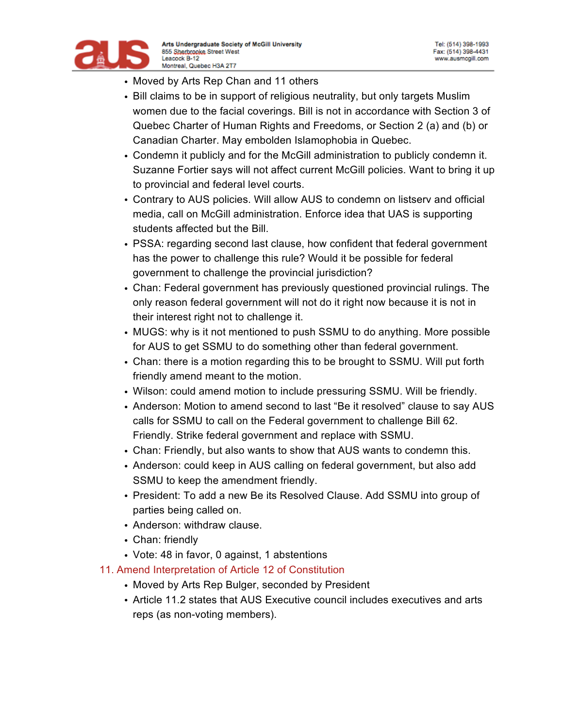- Moved by Arts Rep Chan and 11 others
- Bill claims to be in support of religious neutrality, but only targets Muslim women due to the facial coverings. Bill is not in accordance with Section 3 of Quebec Charter of Human Rights and Freedoms, or Section 2 (a) and (b) or Canadian Charter. May embolden Islamophobia in Quebec.
- Condemn it publicly and for the McGill administration to publicly condemn it. Suzanne Fortier says will not affect current McGill policies. Want to bring it up to provincial and federal level courts.
- Contrary to AUS policies. Will allow AUS to condemn on listserv and official media, call on McGill administration. Enforce idea that UAS is supporting students affected but the Bill.
- PSSA: regarding second last clause, how confident that federal government has the power to challenge this rule? Would it be possible for federal government to challenge the provincial jurisdiction?
- Chan: Federal government has previously questioned provincial rulings. The only reason federal government will not do it right now because it is not in their interest right not to challenge it.
- MUGS: why is it not mentioned to push SSMU to do anything. More possible for AUS to get SSMU to do something other than federal government.
- Chan: there is a motion regarding this to be brought to SSMU. Will put forth friendly amend meant to the motion.
- Wilson: could amend motion to include pressuring SSMU. Will be friendly.
- Anderson: Motion to amend second to last "Be it resolved" clause to say AUS calls for SSMU to call on the Federal government to challenge Bill 62. Friendly. Strike federal government and replace with SSMU.
- Chan: Friendly, but also wants to show that AUS wants to condemn this.
- Anderson: could keep in AUS calling on federal government, but also add SSMU to keep the amendment friendly.
- President: To add a new Be its Resolved Clause. Add SSMU into group of parties being called on.
- Anderson: withdraw clause.
- Chan: friendly
- Vote: 48 in favor, 0 against, 1 abstentions

11. Amend Interpretation of Article 12 of Constitution

- Moved by Arts Rep Bulger, seconded by President
- Article 11.2 states that AUS Executive council includes executives and arts reps (as non-voting members).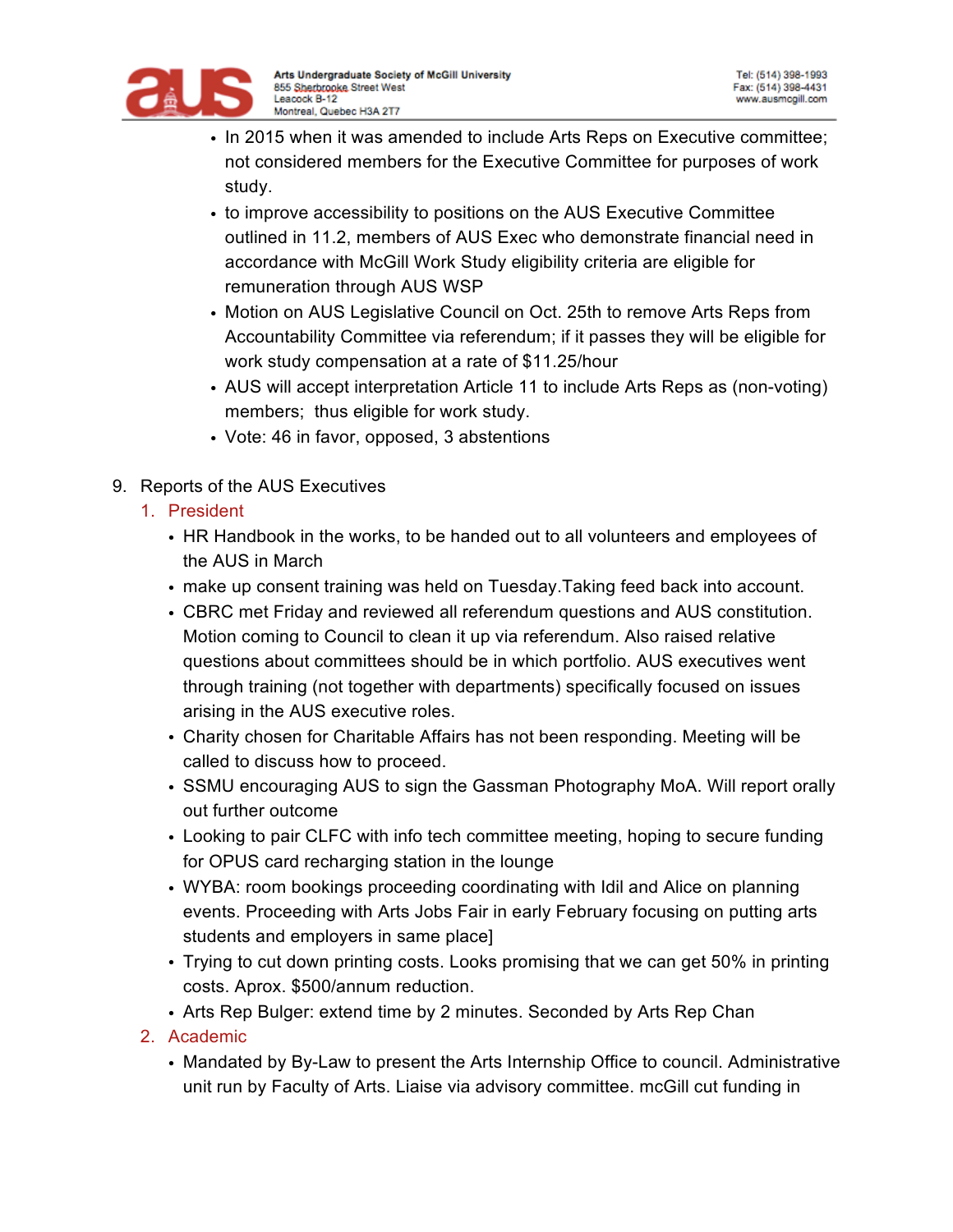- In 2015 when it was amended to include Arts Reps on Executive committee; not considered members for the Executive Committee for purposes of work study.
- to improve accessibility to positions on the AUS Executive Committee outlined in 11.2, members of AUS Exec who demonstrate financial need in accordance with McGill Work Study eligibility criteria are eligible for remuneration through AUS WSP
- Motion on AUS Legislative Council on Oct. 25th to remove Arts Reps from Accountability Committee via referendum; if it passes they will be eligible for work study compensation at a rate of $11.25/hour
- AUS will accept interpretation Article 11 to include Arts Reps as (non-voting) members; thus eligible for work study.
- Vote: 46 in favor, opposed, 3 abstentions

9. Reports of the AUS Executives
   1. President
      - HR Handbook in the works, to be handed out to all volunteers and employees of the AUS in March
      - make up consent training was held on Tuesday.Taking feed back into account.
      - CBRC met Friday and reviewed all referendum questions and AUS constitution. Motion coming to Council to clean it up via referendum. Also raised relative questions about committees should be in which portfolio. AUS executives went through training (not together with departments) specifically focused on issues arising in the AUS executive roles.
      - Charity chosen for Charitable Affairs has not been responding. Meeting will be called to discuss how to proceed.
      - SSMU encouraging AUS to sign the Gassman Photography MoA. Will report orally out further outcome
      - Looking to pair CLFC with info tech committee meeting, hoping to secure funding for OPUS card recharging station in the lounge
      - WYBA: room bookings proceeding coordinating with Idil and Alice on planning events. Proceeding with Arts Jobs Fair in early February focusing on putting arts students and employers in same place]
      - Trying to cut down printing costs. Looks promising that we can get 50% in printing costs. Aprox. $500/annum reduction.
      - Arts Rep Bulger: extend time by 2 minutes. Seconded by Arts Rep Chan
   2. Academic
      - Mandated by By-Law to present the Arts Internship Office to council. Administrative unit run by Faculty of Arts. Liaise via advisory committee. mcGill cut funding in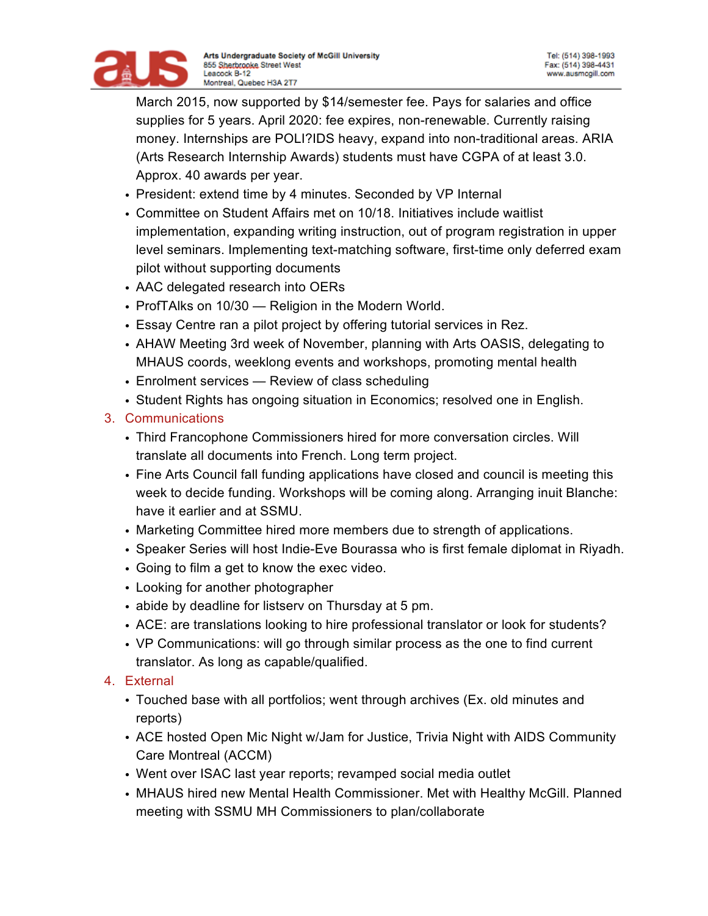March 2015, now supported by $14/semester fee. Pays for salaries and office supplies for 5 years. April 2020: fee expires, non-renewable. Currently raising money. Internships are POLI?IDS heavy, expand into non-traditional areas. ARIA (Arts Research Internship Awards) students must have CGPA of at least 3.0. Approx. 40 awards per year.

- President: extend time by 4 minutes. Seconded by VP Internal
- Committee on Student Affairs met on 10/18. Initiatives include waitlist implementation, expanding writing instruction, out of program registration in upper level seminars. Implementing text-matching software, first-time only deferred exam pilot without supporting documents
- AAC delegated research into OERs
- ProfTAlks on 10/30 — Religion in the Modern World.
- Essay Centre ran a pilot project by offering tutorial services in Rez.
- AHAW Meeting 3rd week of November, planning with Arts OASIS, delegating to MHAUS coords, weeklong events and workshops, promoting mental health
- Enrolment services — Review of class scheduling
- Student Rights has ongoing situation in Economics; resolved one in English.

3. Communications
   - Third Francophone Commissioners hired for more conversation circles. Will translate all documents into French. Long term project.
   - Fine Arts Council fall funding applications have closed and council is meeting this week to decide funding. Workshops will be coming along. Arranging inuit Blanche: have it earlier and at SSMU.
   - Marketing Committee hired more members due to strength of applications.
   - Speaker Series will host Indie-Eve Bourassa who is first female diplomat in Riyadh.
   - Going to film a get to know the exec video.
   - Looking for another photographer
   - abide by deadline for listserv on Thursday at 5 pm.
   - ACE: are translations looking to hire professional translator or look for students?
   - VP Communications: will go through similar process as the one to find current translator. As long as capable/qualified.
4. External
   - Touched base with all portfolios; went through archives (Ex. old minutes and reports)
   - ACE hosted Open Mic Night w/Jam for Justice, Trivia Night with AIDS Community Care Montreal (ACCM)
   - Went over ISAC last year reports; revamped social media outlet
   - MHAUS hired new Mental Health Commissioner. Met with Healthy McGill. Planned meeting with SSMU MH Commissioners to plan/collaborate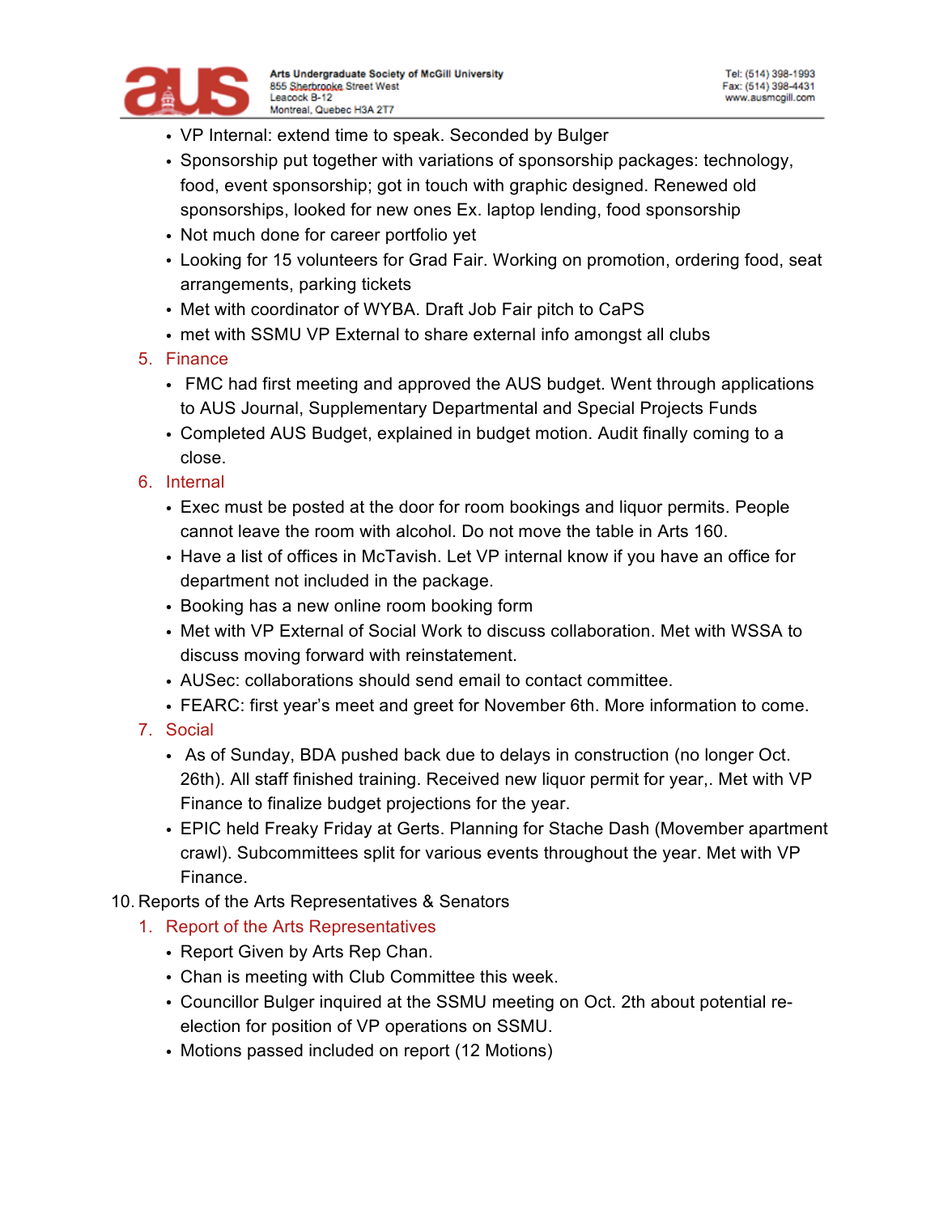- VP Internal: extend time to speak. Seconded by Bulger
- Sponsorship put together with variations of sponsorship packages: technology, food, event sponsorship; got in touch with graphic designed. Renewed old sponsorships, looked for new ones Ex. laptop lending, food sponsorship
- Not much done for career portfolio yet
- Looking for 15 volunteers for Grad Fair. Working on promotion, ordering food, seat arrangements, parking tickets
- Met with coordinator of WYBA. Draft Job Fair pitch to CaPS
- met with SSMU VP External to share external info amongst all clubs

5. Finance
   - FMC had first meeting and approved the AUS budget. Went through applications to AUS Journal, Supplementary Departmental and Special Projects Funds
   - Completed AUS Budget, explained in budget motion. Audit finally coming to a close.
6. Internal
   - Exec must be posted at the door for room bookings and liquor permits. People cannot leave the room with alcohol. Do not move the table in Arts 160.
   - Have a list of offices in McTavish. Let VP internal know if you have an office for department not included in the package.
   - Booking has a new online room booking form
   - Met with VP External of Social Work to discuss collaboration. Met with WSSA to discuss moving forward with reinstatement.
   - AUSec: collaborations should send email to contact committee.
   - FEARC: first year's meet and greet for November 6th. More information to come.
7. Social
   - As of Sunday, BDA pushed back due to delays in construction (no longer Oct. 26th). All staff finished training. Received new liquor permit for year,. Met with VP Finance to finalize budget projections for the year.
   - EPIC held Freaky Friday at Gerts. Planning for Stache Dash (Movember apartment crawl). Subcommittees split for various events throughout the year. Met with VP Finance.

10. Reports of the Arts Representatives & Senators
    1. Report of the Arts Representatives
       - Report Given by Arts Rep Chan.
       - Chan is meeting with Club Committee this week.
       - Councillor Bulger inquired at the SSMU meeting on Oct. 2th about potential re-election for position of VP operations on SSMU.
       - Motions passed included on report (12 Motions)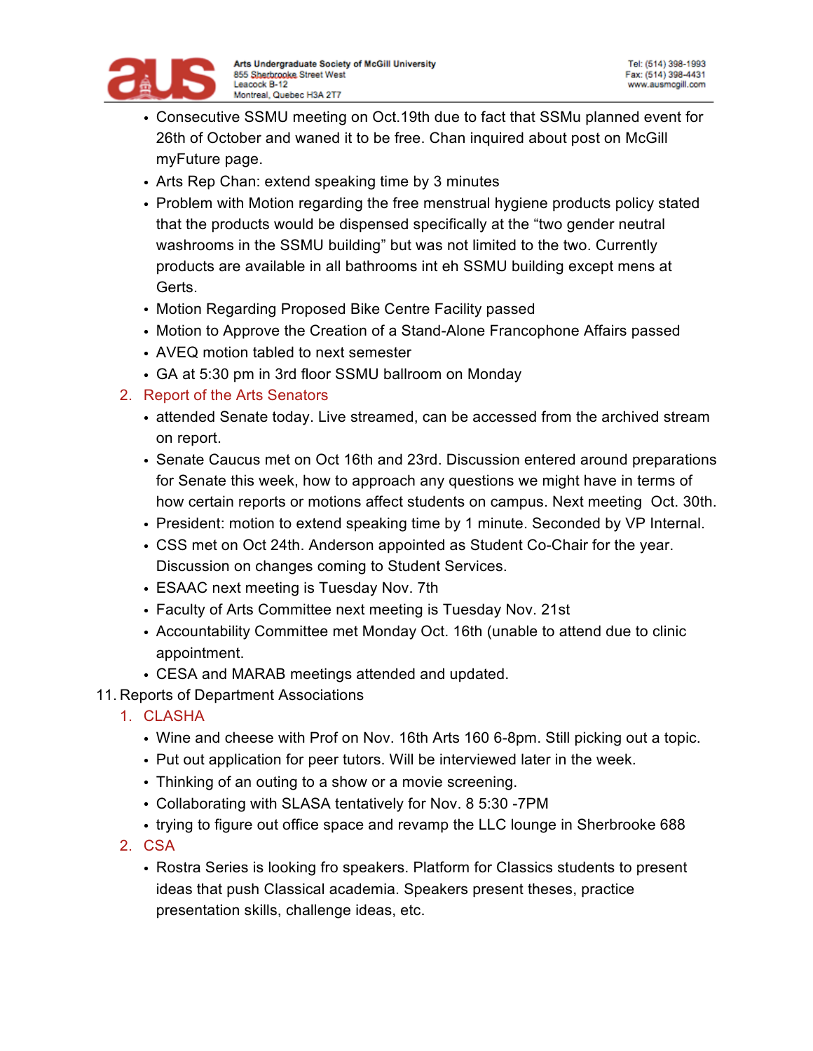- Consecutive SSMU meeting on Oct.19th due to fact that SSMu planned event for 26th of October and waned it to be free. Chan inquired about post on McGill myFuture page.
- Arts Rep Chan: extend speaking time by 3 minutes
- Problem with Motion regarding the free menstrual hygiene products policy stated that the products would be dispensed specifically at the "two gender neutral washrooms in the SSMU building" but was not limited to the two. Currently products are available in all bathrooms int eh SSMU building except mens at Gerts.
- Motion Regarding Proposed Bike Centre Facility passed
- Motion to Approve the Creation of a Stand-Alone Francophone Affairs passed
- AVEQ motion tabled to next semester
- GA at 5:30 pm in 3rd floor SSMU ballroom on Monday

2. Report of the Arts Senators
   - attended Senate today. Live streamed, can be accessed from the archived stream on report.
   - Senate Caucus met on Oct 16th and 23rd. Discussion entered around preparations for Senate this week, how to approach any questions we might have in terms of how certain reports or motions affect students on campus. Next meeting Oct. 30th.
   - President: motion to extend speaking time by 1 minute. Seconded by VP Internal.
   - CSS met on Oct 24th. Anderson appointed as Student Co-Chair for the year. Discussion on changes coming to Student Services.
   - ESAAC next meeting is Tuesday Nov. 7th
   - Faculty of Arts Committee next meeting is Tuesday Nov. 21st
   - Accountability Committee met Monday Oct. 16th (unable to attend due to clinic appointment.
   - CESA and MARAB meetings attended and updated.

11. Reports of Department Associations
    1. CLASHA
       - Wine and cheese with Prof on Nov. 16th Arts 160 6-8pm. Still picking out a topic.
       - Put out application for peer tutors. Will be interviewed later in the week.
       - Thinking of an outing to a show or a movie screening.
       - Collaborating with SLASA tentatively for Nov. 8 5:30 -7PM
       - trying to figure out office space and revamp the LLC lounge in Sherbrooke 688
    2. CSA
       - Rostra Series is looking fro speakers. Platform for Classics students to present ideas that push Classical academia. Speakers present theses, practice presentation skills, challenge ideas, etc.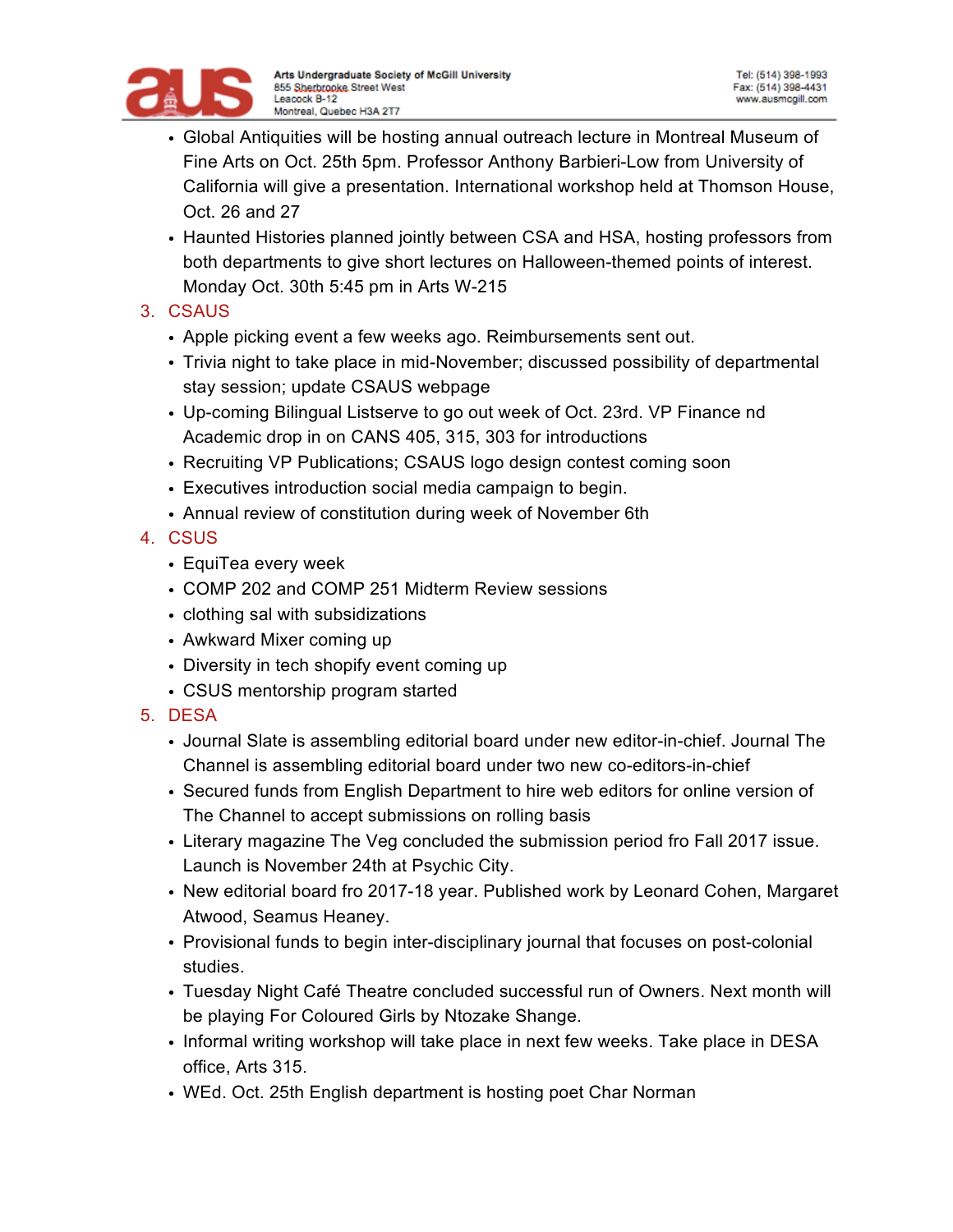- Global Antiquities will be hosting annual outreach lecture in Montreal Museum of Fine Arts on Oct. 25th 5pm. Professor Anthony Barbieri-Low from University of California will give a presentation. International workshop held at Thomson House, Oct. 26 and 27
- Haunted Histories planned jointly between CSA and HSA, hosting professors from both departments to give short lectures on Halloween-themed points of interest. Monday Oct. 30th 5:45 pm in Arts W-215

3. CSAUS
   - Apple picking event a few weeks ago. Reimbursements sent out.
   - Trivia night to take place in mid-November; discussed possibility of departmental stay session; update CSAUS webpage
   - Up-coming Bilingual Listserve to go out week of Oct. 23rd. VP Finance nd Academic drop in on CANS 405, 315, 303 for introductions
   - Recruiting VP Publications; CSAUS logo design contest coming soon
   - Executives introduction social media campaign to begin.
   - Annual review of constitution during week of November 6th
4. CSUS
   - EquiTea every week
   - COMP 202 and COMP 251 Midterm Review sessions
   - clothing sal with subsidizations
   - Awkward Mixer coming up
   - Diversity in tech shopify event coming up
   - CSUS mentorship program started
5. DESA
   - Journal Slate is assembling editorial board under new editor-in-chief. Journal The Channel is assembling editorial board under two new co-editors-in-chief
   - Secured funds from English Department to hire web editors for online version of The Channel to accept submissions on rolling basis
   - Literary magazine The Veg concluded the submission period fro Fall 2017 issue. Launch is November 24th at Psychic City.
   - New editorial board fro 2017-18 year. Published work by Leonard Cohen, Margaret Atwood, Seamus Heaney.
   - Provisional funds to begin inter-disciplinary journal that focuses on post-colonial studies.
   - Tuesday Night Café Theatre concluded successful run of Owners. Next month will be playing For Coloured Girls by Ntozake Shange.
   - Informal writing workshop will take place in next few weeks. Take place in DESA office, Arts 315.
   - WEd. Oct. 25th English department is hosting poet Char Norman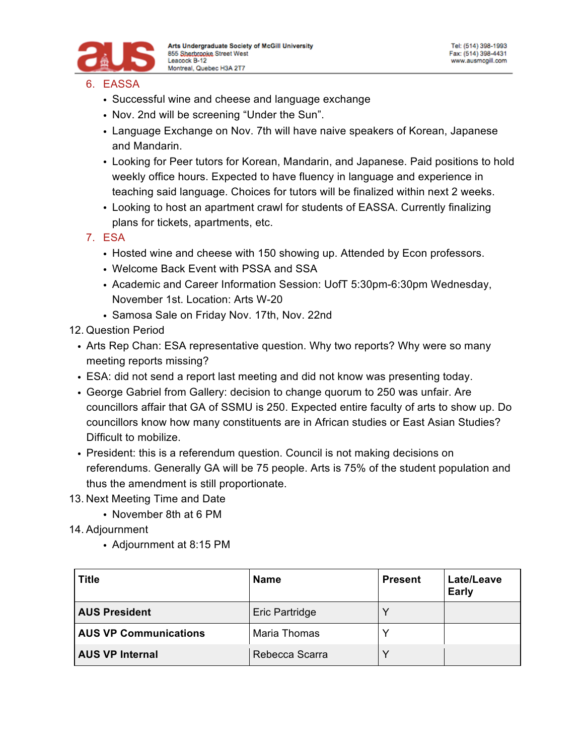6. EASSA
    - Successful wine and cheese and language exchange
    - Nov. 2nd will be screening "Under the Sun".
    - Language Exchange on Nov. 7th will have naive speakers of Korean, Japanese and Mandarin.
    - Looking for Peer tutors for Korean, Mandarin, and Japanese. Paid positions to hold weekly office hours. Expected to have fluency in language and experience in teaching said language. Choices for tutors will be finalized within next 2 weeks.
    - Looking to host an apartment crawl for students of EASSA. Currently finalizing plans for tickets, apartments, etc.
7. ESA
    - Hosted wine and cheese with 150 showing up. Attended by Econ professors.
    - Welcome Back Event with PSSA and SSA
    - Academic and Career Information Session: UofT 5:30pm-6:30pm Wednesday, November 1st. Location: Arts W-20
    - Samosa Sale on Friday Nov. 17th, Nov. 22nd

12. Question Period
- Arts Rep Chan: ESA representative question. Why two reports? Why were so many meeting reports missing?
- ESA: did not send a report last meeting and did not know was presenting today.
- George Gabriel from Gallery: decision to change quorum to 250 was unfair. Are councillors affair that GA of SSMU is 250. Expected entire faculty of arts to show up. Do councillors know how many constituents are in African studies or East Asian Studies? Difficult to mobilize.
- President: this is a referendum question. Council is not making decisions on referendums. Generally GA will be 75 people. Arts is 75% of the student population and thus the amendment is still proportionate.

13. Next Meeting Time and Date
    - November 8th at 6 PM

14. Adjournment
    - Adjournment at 8:15 PM

| Title | Name | Present | Late/Leave Early |
|---|---|---|---|
| **AUS President** | Eric Partridge | Y | |
| **AUS VP Communications** | Maria Thomas | Y | |
| **AUS VP Internal** | Rebecca Scarra | Y | |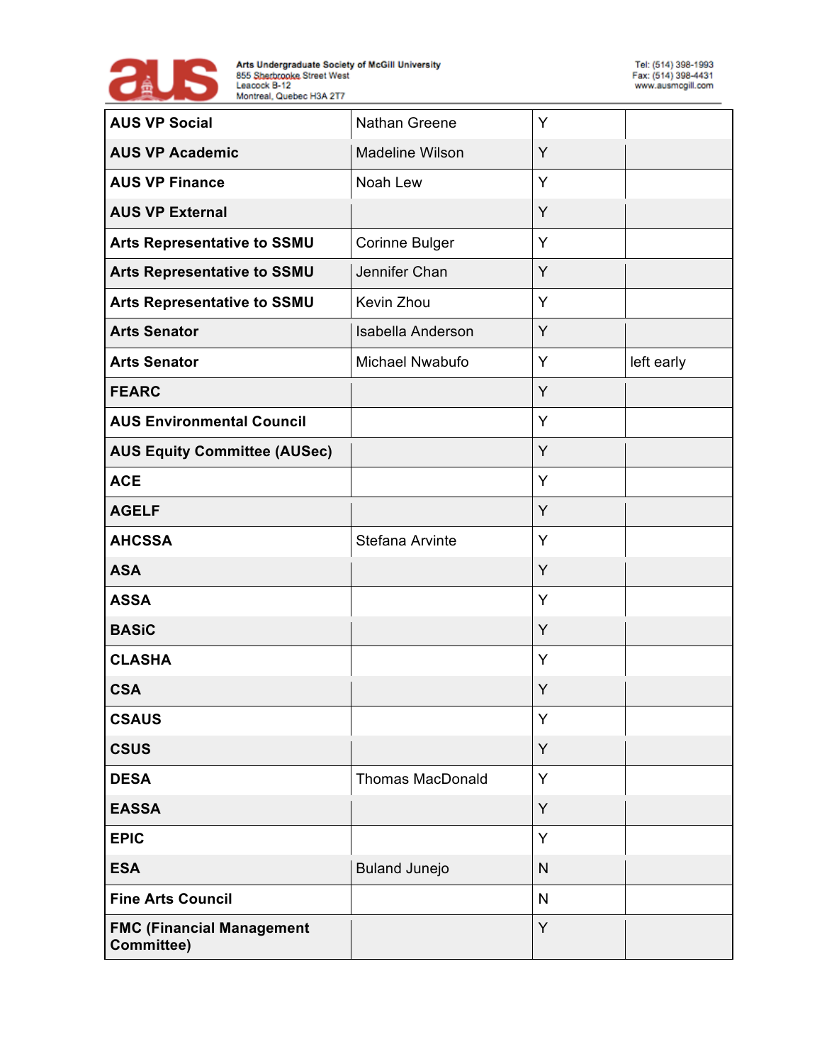| | | | |
|---|---|---|---|
| **AUS VP Social** | Nathan Greene | Y | |
| **AUS VP Academic** | Madeline Wilson | Y | |
| **AUS VP Finance** | Noah Lew | Y | |
| **AUS VP External** | | Y | |
| **Arts Representative to SSMU** | Corinne Bulger | Y | |
| **Arts Representative to SSMU** | Jennifer Chan | Y | |
| **Arts Representative to SSMU** | Kevin Zhou | Y | |
| **Arts Senator** | Isabella Anderson | Y | |
| **Arts Senator** | Michael Nwabufo | Y | left early |
| **FEARC** | | Y | |
| **AUS Environmental Council** | | Y | |
| **AUS Equity Committee (AUSec)** | | Y | |
| **ACE** | | Y | |
| **AGELF** | | Y | |
| **AHCSSA** | Stefana Arvinte | Y | |
| **ASA** | | Y | |
| **ASSA** | | Y | |
| **BASiC** | | Y | |
| **CLASHA** | | Y | |
| **CSA** | | Y | |
| **CSAUS** | | Y | |
| **CSUS** | | Y | |
| **DESA** | Thomas MacDonald | Y | |
| **EASSA** | | Y | |
| **EPIC** | | Y | |
| **ESA** | Buland Junejo | N | |
| **Fine Arts Council** | | N | |
| **FMC (Financial Management Committee)** | | Y | |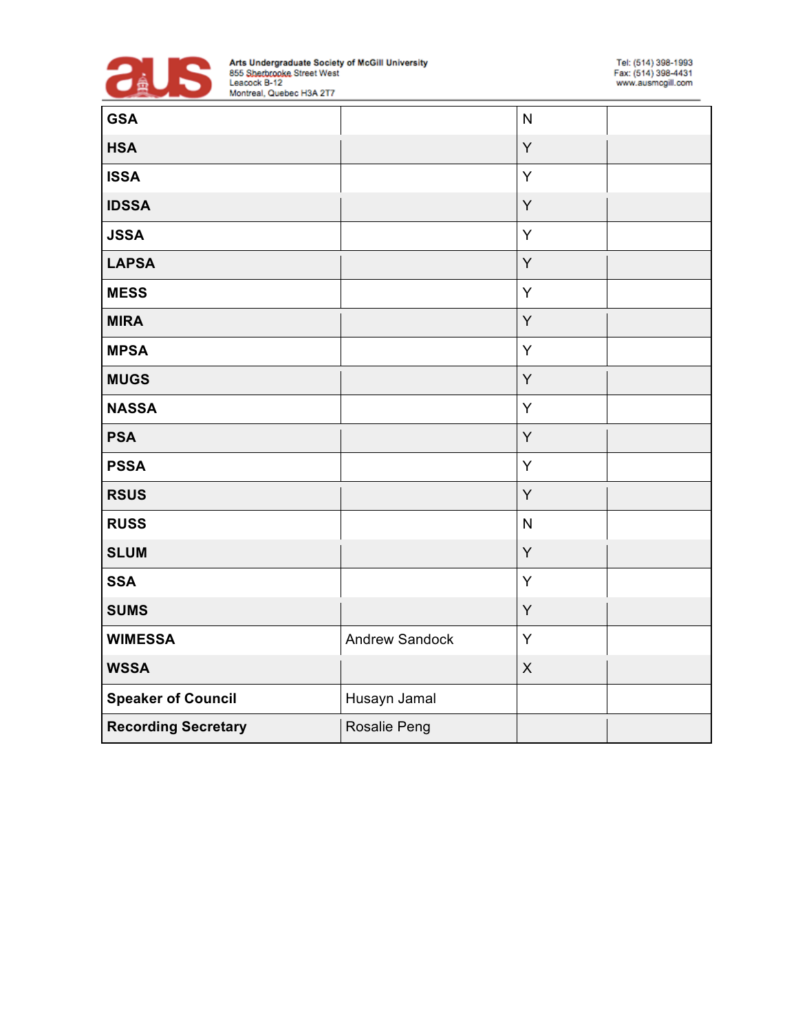| | | | |
|---|---|---|---|
| **GSA** | | N | |
| **HSA** | | Y | |
| **ISSA** | | Y | |
| **IDSSA** | | Y | |
| **JSSA** | | Y | |
| **LAPSA** | | Y | |
| **MESS** | | Y | |
| **MIRA** | | Y | |
| **MPSA** | | Y | |
| **MUGS** | | Y | |
| **NASSA** | | Y | |
| **PSA** | | Y | |
| **PSSA** | | Y | |
| **RSUS** | | Y | |
| **RUSS** | | N | |
| **SLUM** | | Y | |
| **SSA** | | Y | |
| **SUMS** | | Y | |
| **WIMESSA** | Andrew Sandock | Y | |
| **WSSA** | | X | |
| **Speaker of Council** | Husayn Jamal | | |
| **Recording Secretary** | Rosalie Peng | | |